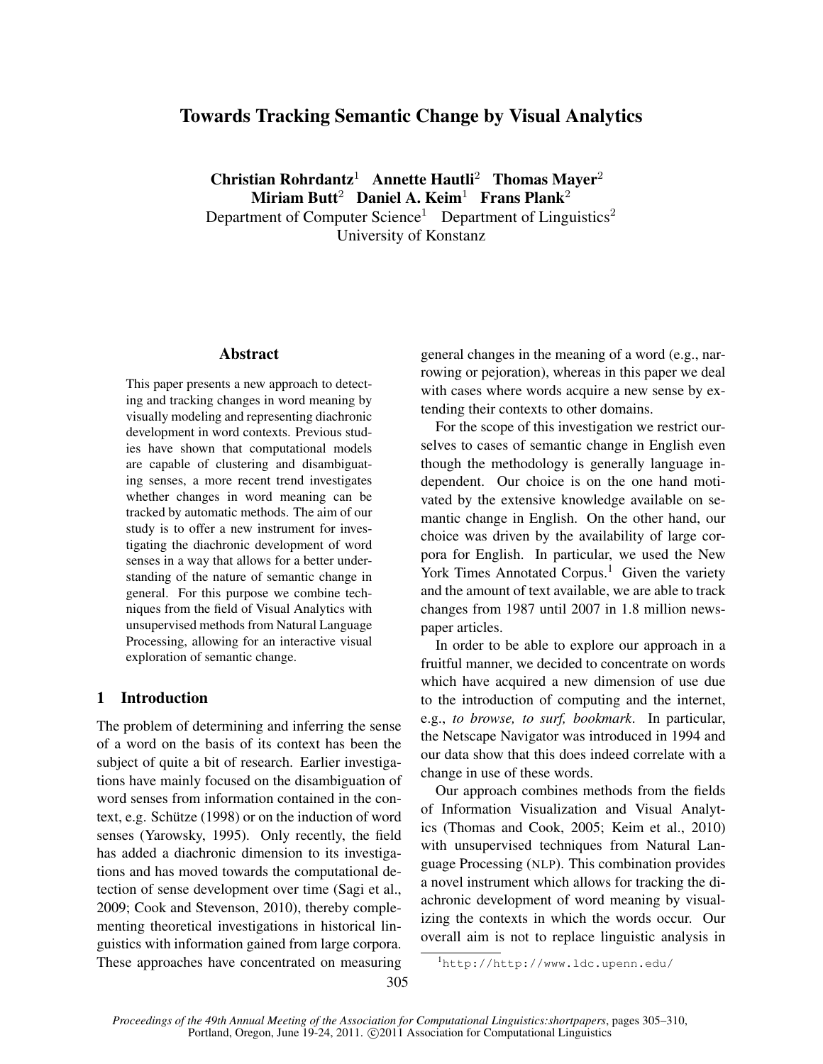# Towards Tracking Semantic Change by Visual Analytics

**Christian Rohrdantz**[1] **Annette Hautli**[2] **Thomas Mayer**[2]
**Miriam Butt**[2] **Daniel A. Keim**[1] **Frans Plank**[2]

Department of Computer Science[1] Department of Linguistics[2]
University of Konstanz

## Abstract

This paper presents a new approach to detecting and tracking changes in word meaning by visually modeling and representing diachronic development in word contexts. Previous studies have shown that computational models are capable of clustering and disambiguating senses, a more recent trend investigates whether changes in word meaning can be tracked by automatic methods. The aim of our study is to offer a new instrument for investigating the diachronic development of word senses in a way that allows for a better understanding of the nature of semantic change in general. For this purpose we combine techniques from the field of Visual Analytics with unsupervised methods from Natural Language Processing, allowing for an interactive visual exploration of semantic change.

## 1 Introduction

The problem of determining and inferring the sense of a word on the basis of its context has been the subject of quite a bit of research. Earlier investigations have mainly focused on the disambiguation of word senses from information contained in the context, e.g. Schütze (1998) or on the induction of word senses (Yarowsky, 1995). Only recently, the field has added a diachronic dimension to its investigations and has moved towards the computational detection of sense development over time (Sagi et al., 2009; Cook and Stevenson, 2010), thereby complementing theoretical investigations in historical linguistics with information gained from large corpora. These approaches have concentrated on measuring general changes in the meaning of a word (e.g., narrowing or pejoration), whereas in this paper we deal with cases where words acquire a new sense by extending their contexts to other domains.

For the scope of this investigation we restrict ourselves to cases of semantic change in English even though the methodology is generally language independent. Our choice is on the one hand motivated by the extensive knowledge available on semantic change in English. On the other hand, our choice was driven by the availability of large corpora for English. In particular, we used the New York Times Annotated Corpus.[1] Given the variety and the amount of text available, we are able to track changes from 1987 until 2007 in 1.8 million newspaper articles.

In order to be able to explore our approach in a fruitful manner, we decided to concentrate on words which have acquired a new dimension of use due to the introduction of computing and the internet, e.g., *to browse, to surf, bookmark*. In particular, the Netscape Navigator was introduced in 1994 and our data show that this does indeed correlate with a change in use of these words.

Our approach combines methods from the fields of Information Visualization and Visual Analytics (Thomas and Cook, 2005; Keim et al., 2010) with unsupervised techniques from Natural Language Processing (NLP). This combination provides a novel instrument which allows for tracking the diachronic development of word meaning by visualizing the contexts in which the words occur. Our overall aim is not to replace linguistic analysis in

[1] `http://http://www.ldc.upenn.edu/`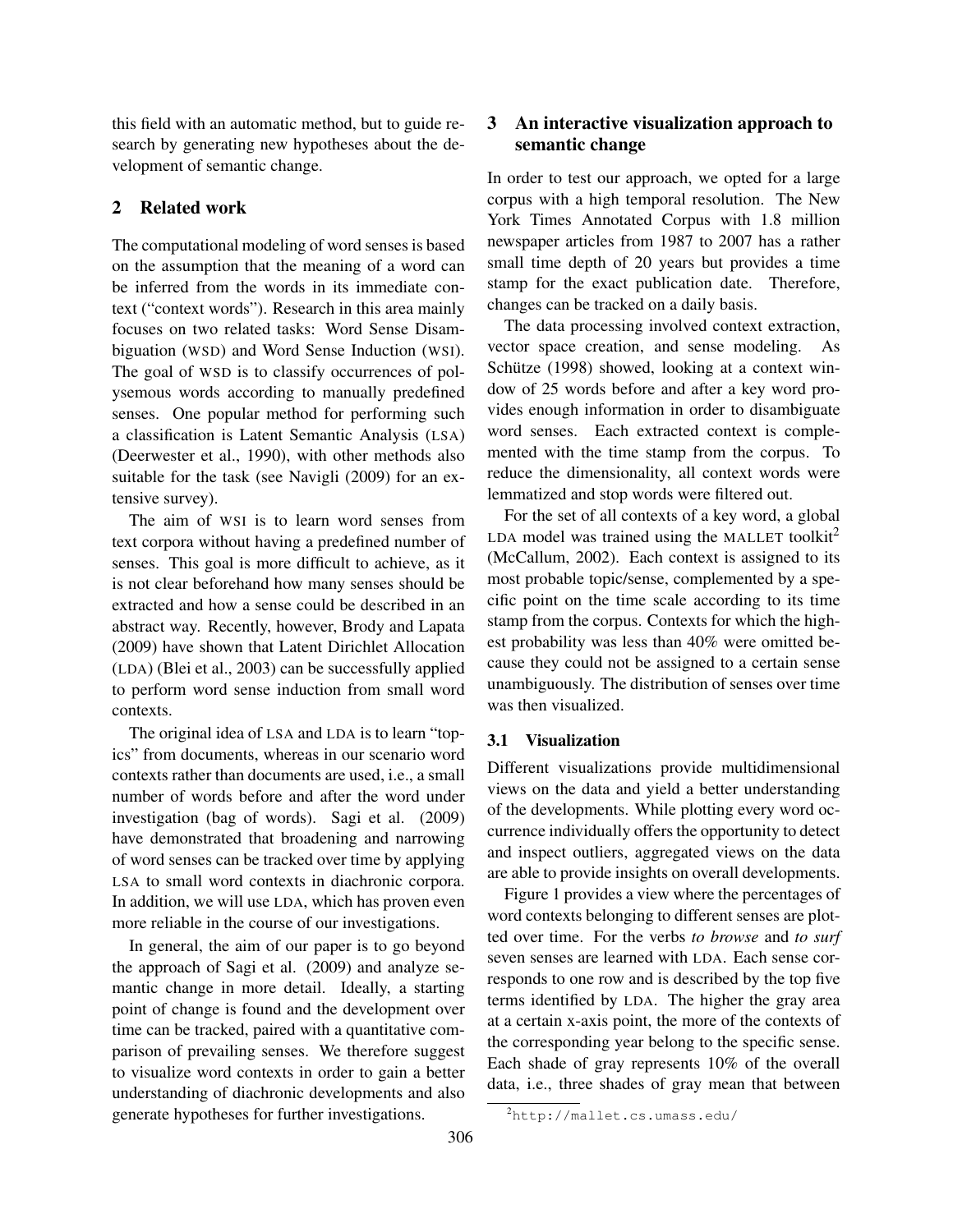this field with an automatic method, but to guide research by generating new hypotheses about the development of semantic change.

## 2 Related work

The computational modeling of word senses is based on the assumption that the meaning of a word can be inferred from the words in its immediate context ("context words"). Research in this area mainly focuses on two related tasks: Word Sense Disambiguation (WSD) and Word Sense Induction (WSI). The goal of WSD is to classify occurrences of polysemous words according to manually predefined senses. One popular method for performing such a classification is Latent Semantic Analysis (LSA) (Deerwester et al., 1990), with other methods also suitable for the task (see Navigli (2009) for an extensive survey).

The aim of WSI is to learn word senses from text corpora without having a predefined number of senses. This goal is more difficult to achieve, as it is not clear beforehand how many senses should be extracted and how a sense could be described in an abstract way. Recently, however, Brody and Lapata (2009) have shown that Latent Dirichlet Allocation (LDA) (Blei et al., 2003) can be successfully applied to perform word sense induction from small word contexts.

The original idea of LSA and LDA is to learn "topics" from documents, whereas in our scenario word contexts rather than documents are used, i.e., a small number of words before and after the word under investigation (bag of words). Sagi et al. (2009) have demonstrated that broadening and narrowing of word senses can be tracked over time by applying LSA to small word contexts in diachronic corpora. In addition, we will use LDA, which has proven even more reliable in the course of our investigations.

In general, the aim of our paper is to go beyond the approach of Sagi et al. (2009) and analyze semantic change in more detail. Ideally, a starting point of change is found and the development over time can be tracked, paired with a quantitative comparison of prevailing senses. We therefore suggest to visualize word contexts in order to gain a better understanding of diachronic developments and also generate hypotheses for further investigations.

## 3 An interactive visualization approach to semantic change

In order to test our approach, we opted for a large corpus with a high temporal resolution. The New York Times Annotated Corpus with 1.8 million newspaper articles from 1987 to 2007 has a rather small time depth of 20 years but provides a time stamp for the exact publication date. Therefore, changes can be tracked on a daily basis.

The data processing involved context extraction, vector space creation, and sense modeling. As Schütze (1998) showed, looking at a context window of 25 words before and after a key word provides enough information in order to disambiguate word senses. Each extracted context is complemented with the time stamp from the corpus. To reduce the dimensionality, all context words were lemmatized and stop words were filtered out.

For the set of all contexts of a key word, a global LDA model was trained using the MALLET toolkit[2] (McCallum, 2002). Each context is assigned to its most probable topic/sense, complemented by a specific point on the time scale according to its time stamp from the corpus. Contexts for which the highest probability was less than 40% were omitted because they could not be assigned to a certain sense unambiguously. The distribution of senses over time was then visualized.

### 3.1 Visualization

Different visualizations provide multidimensional views on the data and yield a better understanding of the developments. While plotting every word occurrence individually offers the opportunity to detect and inspect outliers, aggregated views on the data are able to provide insights on overall developments.

Figure 1 provides a view where the percentages of word contexts belonging to different senses are plotted over time. For the verbs *to browse* and *to surf* seven senses are learned with LDA. Each sense corresponds to one row and is described by the top five terms identified by LDA. The higher the gray area at a certain x-axis point, the more of the contexts of the corresponding year belong to the specific sense. Each shade of gray represents 10% of the overall data, i.e., three shades of gray mean that between

[2] http://mallet.cs.umass.edu/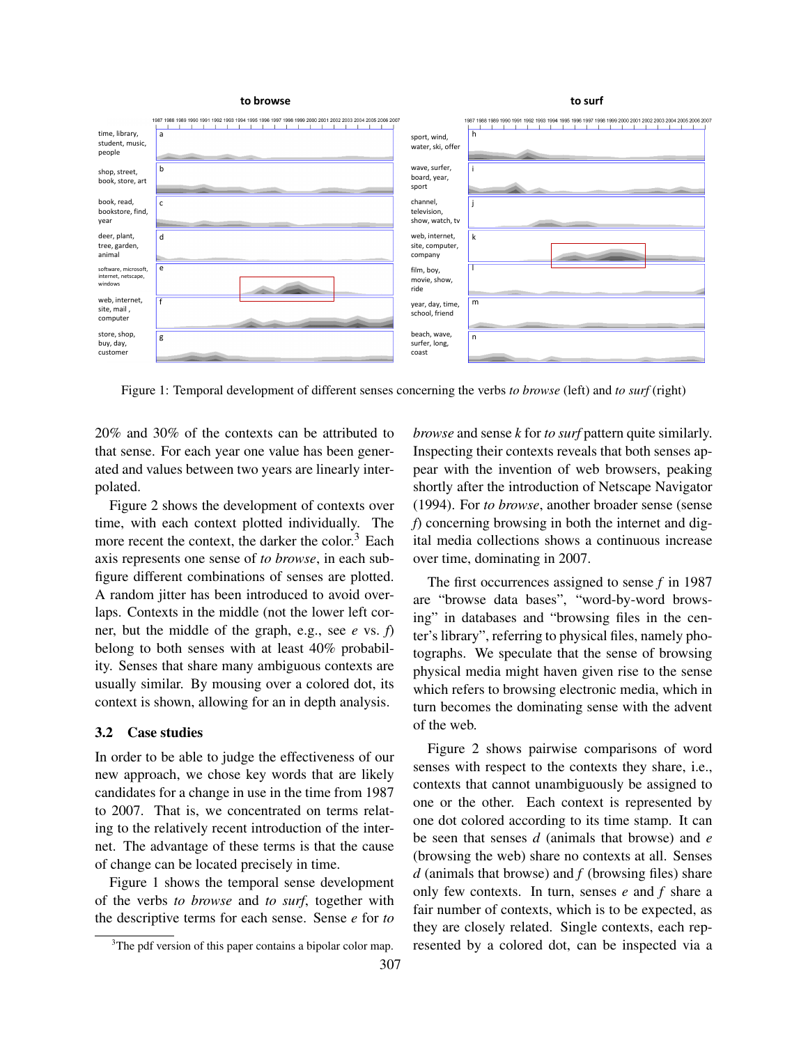Figure 1: Temporal development of different senses concerning the verbs *to browse* (left) and *to surf* (right)

20% and 30% of the contexts can be attributed to that sense. For each year one value has been generated and values between two years are linearly interpolated.

Figure 2 shows the development of contexts over time, with each context plotted individually. The more recent the context, the darker the color.[3] Each axis represents one sense of *to browse*, in each subfigure different combinations of senses are plotted. A random jitter has been introduced to avoid overlaps. Contexts in the middle (not the lower left corner, but the middle of the graph, e.g., see *e* vs. *f*) belong to both senses with at least 40% probability. Senses that share many ambiguous contexts are usually similar. By mousing over a colored dot, its context is shown, allowing for an in depth analysis.

### 3.2 Case studies

In order to be able to judge the effectiveness of our new approach, we chose key words that are likely candidates for a change in use in the time from 1987 to 2007. That is, we concentrated on terms relating to the relatively recent introduction of the internet. The advantage of these terms is that the cause of change can be located precisely in time.

Figure 1 shows the temporal sense development of the verbs *to browse* and *to surf*, together with the descriptive terms for each sense. Sense *e* for *to browse* and sense *k* for *to surf* pattern quite similarly. Inspecting their contexts reveals that both senses appear with the invention of web browsers, peaking shortly after the introduction of Netscape Navigator (1994). For *to browse*, another broader sense (sense *f*) concerning browsing in both the internet and digital media collections shows a continuous increase over time, dominating in 2007.

The first occurrences assigned to sense *f* in 1987 are "browse data bases", "word-by-word browsing" in databases and "browsing files in the center's library", referring to physical files, namely photographs. We speculate that the sense of browsing physical media might haven given rise to the sense which refers to browsing electronic media, which in turn becomes the dominating sense with the advent of the web.

Figure 2 shows pairwise comparisons of word senses with respect to the contexts they share, i.e., contexts that cannot unambiguously be assigned to one or the other. Each context is represented by one dot colored according to its time stamp. It can be seen that senses *d* (animals that browse) and *e* (browsing the web) share no contexts at all. Senses *d* (animals that browse) and *f* (browsing files) share only few contexts. In turn, senses *e* and *f* share a fair number of contexts, which is to be expected, as they are closely related. Single contexts, each represented by a colored dot, can be inspected via a

[3] The pdf version of this paper contains a bipolar color map.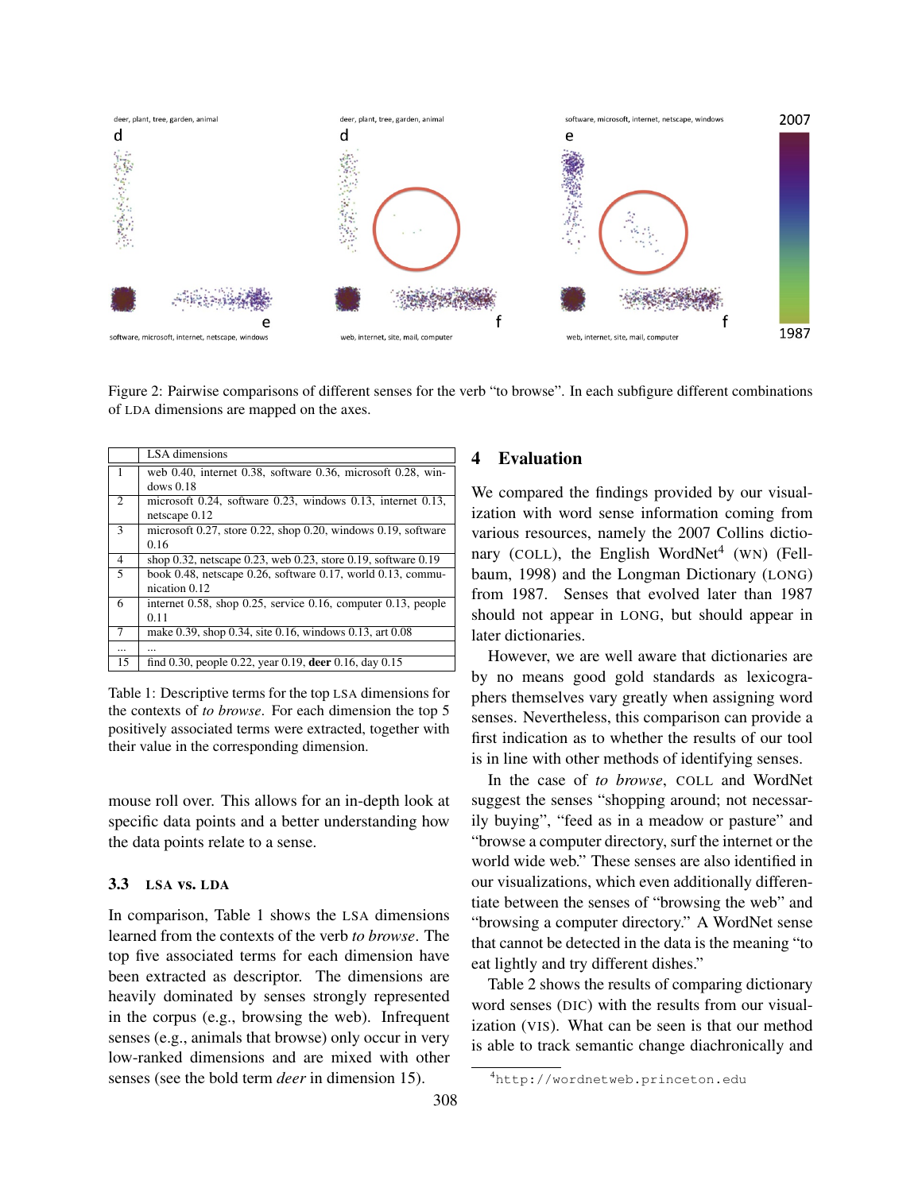Figure 2: Pairwise comparisons of different senses for the verb "to browse". In each subfigure different combinations of LDA dimensions are mapped on the axes.

| | LSA dimensions |
|---|---|
| 1 | web 0.40, internet 0.38, software 0.36, microsoft 0.28, windows 0.18 |
| 2 | microsoft 0.24, software 0.23, windows 0.13, internet 0.13, netscape 0.12 |
| 3 | microsoft 0.27, store 0.22, shop 0.20, windows 0.19, software 0.16 |
| 4 | shop 0.32, netscape 0.23, web 0.23, store 0.19, software 0.19 |
| 5 | book 0.48, netscape 0.26, software 0.17, world 0.13, communication 0.12 |
| 6 | internet 0.58, shop 0.25, service 0.16, computer 0.13, people 0.11 |
| 7 | make 0.39, shop 0.34, site 0.16, windows 0.13, art 0.08 |
| ... | ... |
| 15 | find 0.30, people 0.22, year 0.19, **deer** 0.16, day 0.15 |

Table 1: Descriptive terms for the top LSA dimensions for the contexts of *to browse*. For each dimension the top 5 positively associated terms were extracted, together with their value in the corresponding dimension.

mouse roll over. This allows for an in-depth look at specific data points and a better understanding how the data points relate to a sense.

### 3.3 LSA vs. LDA

In comparison, Table 1 shows the LSA dimensions learned from the contexts of the verb *to browse*. The top five associated terms for each dimension have been extracted as descriptor. The dimensions are heavily dominated by senses strongly represented in the corpus (e.g., browsing the web). Infrequent senses (e.g., animals that browse) only occur in very low-ranked dimensions and are mixed with other senses (see the bold term *deer* in dimension 15).

## 4 Evaluation

We compared the findings provided by our visualization with word sense information coming from various resources, namely the 2007 Collins dictionary (COLL), the English WordNet[4] (WN) (Fellbaum, 1998) and the Longman Dictionary (LONG) from 1987. Senses that evolved later than 1987 should not appear in LONG, but should appear in later dictionaries.

However, we are well aware that dictionaries are by no means good gold standards as lexicographers themselves vary greatly when assigning word senses. Nevertheless, this comparison can provide a first indication as to whether the results of our tool is in line with other methods of identifying senses.

In the case of *to browse*, COLL and WordNet suggest the senses "shopping around; not necessarily buying", "feed as in a meadow or pasture" and "browse a computer directory, surf the internet or the world wide web." These senses are also identified in our visualizations, which even additionally differentiate between the senses of "browsing the web" and "browsing a computer directory." A WordNet sense that cannot be detected in the data is the meaning "to eat lightly and try different dishes."

Table 2 shows the results of comparing dictionary word senses (DIC) with the results from our visualization (VIS). What can be seen is that our method is able to track semantic change diachronically and

[4] http://wordnetweb.princeton.edu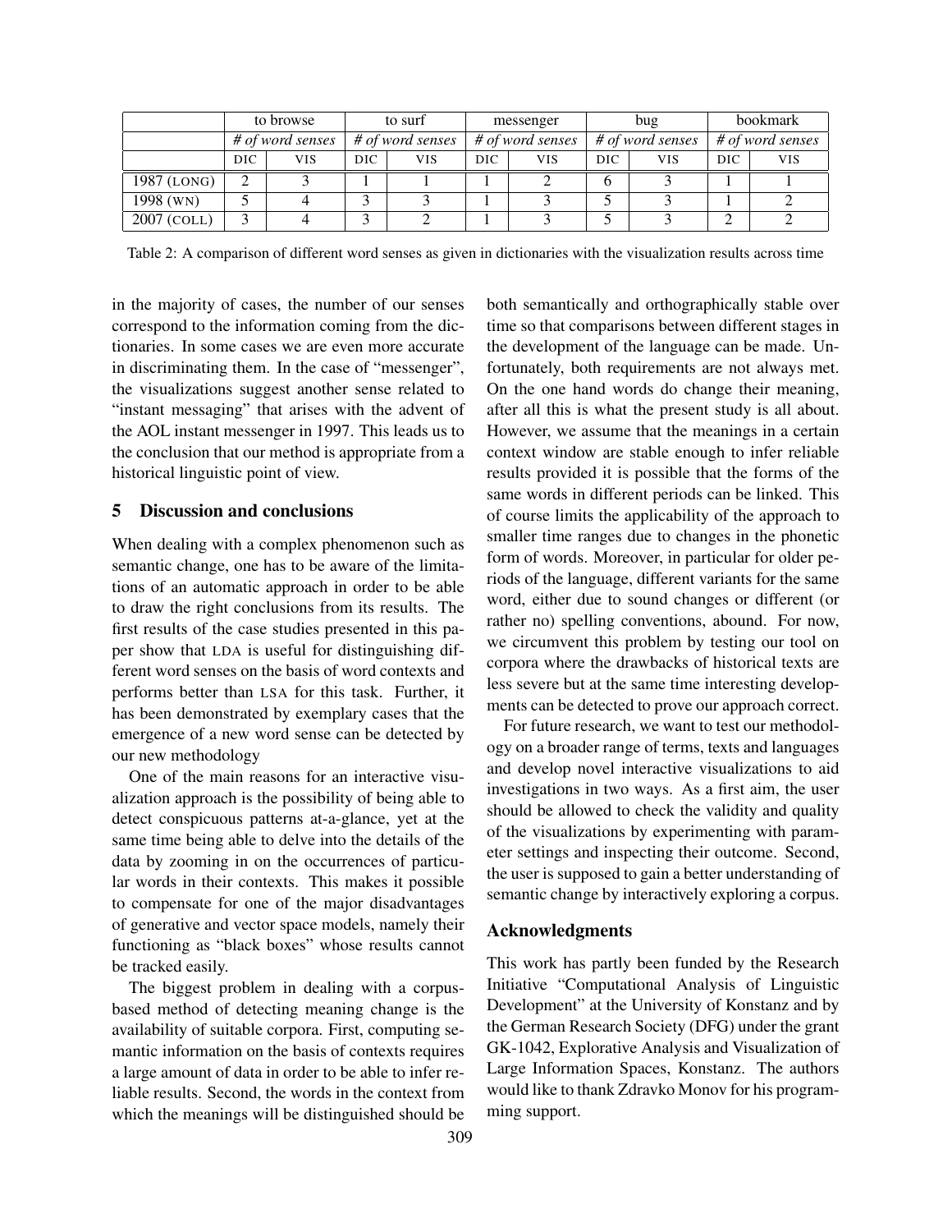| | to browse | | to surf | | messenger | | bug | | bookmark | |
|---|---|---|---|---|---|---|---|---|---|---|
| | *# of word senses* | | *# of word senses* | | *# of word senses* | | *# of word senses* | | *# of word senses* | |
| | DIC | VIS | DIC | VIS | DIC | VIS | DIC | VIS | DIC | VIS |
| 1987 (LONG) | 2 | 3 | 1 | 1 | 1 | 2 | 6 | 3 | 1 | 1 |
| 1998 (WN) | 5 | 4 | 3 | 3 | 1 | 3 | 5 | 3 | 1 | 2 |
| 2007 (COLL) | 3 | 4 | 3 | 2 | 1 | 3 | 5 | 3 | 2 | 2 |

Table 2: A comparison of different word senses as given in dictionaries with the visualization results across time

in the majority of cases, the number of our senses correspond to the information coming from the dictionaries. In some cases we are even more accurate in discriminating them. In the case of "messenger", the visualizations suggest another sense related to "instant messaging" that arises with the advent of the AOL instant messenger in 1997. This leads us to the conclusion that our method is appropriate from a historical linguistic point of view.

## 5 Discussion and conclusions

When dealing with a complex phenomenon such as semantic change, one has to be aware of the limitations of an automatic approach in order to be able to draw the right conclusions from its results. The first results of the case studies presented in this paper show that LDA is useful for distinguishing different word senses on the basis of word contexts and performs better than LSA for this task. Further, it has been demonstrated by exemplary cases that the emergence of a new word sense can be detected by our new methodology

One of the main reasons for an interactive visualization approach is the possibility of being able to detect conspicuous patterns at-a-glance, yet at the same time being able to delve into the details of the data by zooming in on the occurrences of particular words in their contexts. This makes it possible to compensate for one of the major disadvantages of generative and vector space models, namely their functioning as "black boxes" whose results cannot be tracked easily.

The biggest problem in dealing with a corpus-based method of detecting meaning change is the availability of suitable corpora. First, computing semantic information on the basis of contexts requires a large amount of data in order to be able to infer reliable results. Second, the words in the context from which the meanings will be distinguished should be both semantically and orthographically stable over time so that comparisons between different stages in the development of the language can be made. Unfortunately, both requirements are not always met. On the one hand words do change their meaning, after all this is what the present study is all about. However, we assume that the meanings in a certain context window are stable enough to infer reliable results provided it is possible that the forms of the same words in different periods can be linked. This of course limits the applicability of the approach to smaller time ranges due to changes in the phonetic form of words. Moreover, in particular for older periods of the language, different variants for the same word, either due to sound changes or different (or rather no) spelling conventions, abound. For now, we circumvent this problem by testing our tool on corpora where the drawbacks of historical texts are less severe but at the same time interesting developments can be detected to prove our approach correct.

For future research, we want to test our methodology on a broader range of terms, texts and languages and develop novel interactive visualizations to aid investigations in two ways. As a first aim, the user should be allowed to check the validity and quality of the visualizations by experimenting with parameter settings and inspecting their outcome. Second, the user is supposed to gain a better understanding of semantic change by interactively exploring a corpus.

## Acknowledgments

This work has partly been funded by the Research Initiative "Computational Analysis of Linguistic Development" at the University of Konstanz and by the German Research Society (DFG) under the grant GK-1042, Explorative Analysis and Visualization of Large Information Spaces, Konstanz. The authors would like to thank Zdravko Monov for his programming support.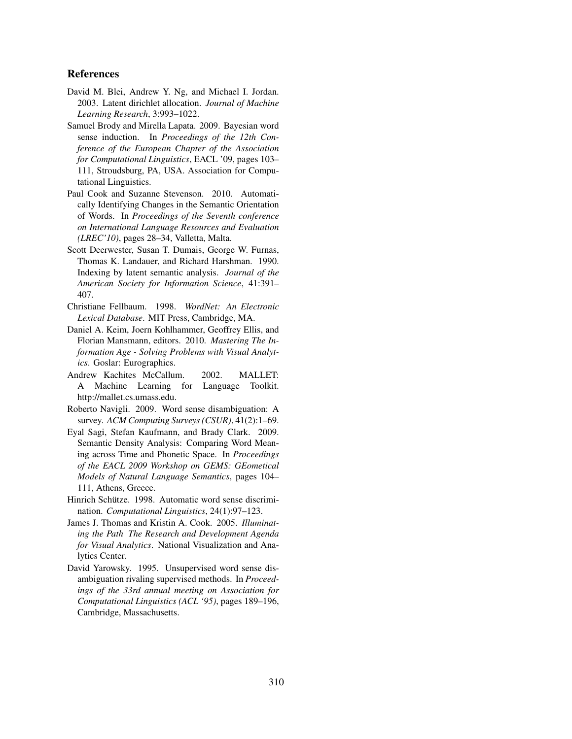## References

David M. Blei, Andrew Y. Ng, and Michael I. Jordan. 2003. Latent dirichlet allocation. *Journal of Machine Learning Research*, 3:993–1022.

Samuel Brody and Mirella Lapata. 2009. Bayesian word sense induction. In *Proceedings of the 12th Conference of the European Chapter of the Association for Computational Linguistics*, EACL '09, pages 103–111, Stroudsburg, PA, USA. Association for Computational Linguistics.

Paul Cook and Suzanne Stevenson. 2010. Automatically Identifying Changes in the Semantic Orientation of Words. In *Proceedings of the Seventh conference on International Language Resources and Evaluation (LREC'10)*, pages 28–34, Valletta, Malta.

Scott Deerwester, Susan T. Dumais, George W. Furnas, Thomas K. Landauer, and Richard Harshman. 1990. Indexing by latent semantic analysis. *Journal of the American Society for Information Science*, 41:391–407.

Christiane Fellbaum. 1998. *WordNet: An Electronic Lexical Database*. MIT Press, Cambridge, MA.

Daniel A. Keim, Joern Kohlhammer, Geoffrey Ellis, and Florian Mansmann, editors. 2010. *Mastering The Information Age - Solving Problems with Visual Analytics*. Goslar: Eurographics.

Andrew Kachites McCallum. 2002. MALLET: A Machine Learning for Language Toolkit. http://mallet.cs.umass.edu.

Roberto Navigli. 2009. Word sense disambiguation: A survey. *ACM Computing Surveys (CSUR)*, 41(2):1–69.

Eyal Sagi, Stefan Kaufmann, and Brady Clark. 2009. Semantic Density Analysis: Comparing Word Meaning across Time and Phonetic Space. In *Proceedings of the EACL 2009 Workshop on GEMS: GEometical Models of Natural Language Semantics*, pages 104–111, Athens, Greece.

Hinrich Schütze. 1998. Automatic word sense discrimination. *Computational Linguistics*, 24(1):97–123.

James J. Thomas and Kristin A. Cook. 2005. *Illuminating the Path The Research and Development Agenda for Visual Analytics*. National Visualization and Analytics Center.

David Yarowsky. 1995. Unsupervised word sense disambiguation rivaling supervised methods. In *Proceedings of the 33rd annual meeting on Association for Computational Linguistics (ACL '95)*, pages 189–196, Cambridge, Massachusetts.